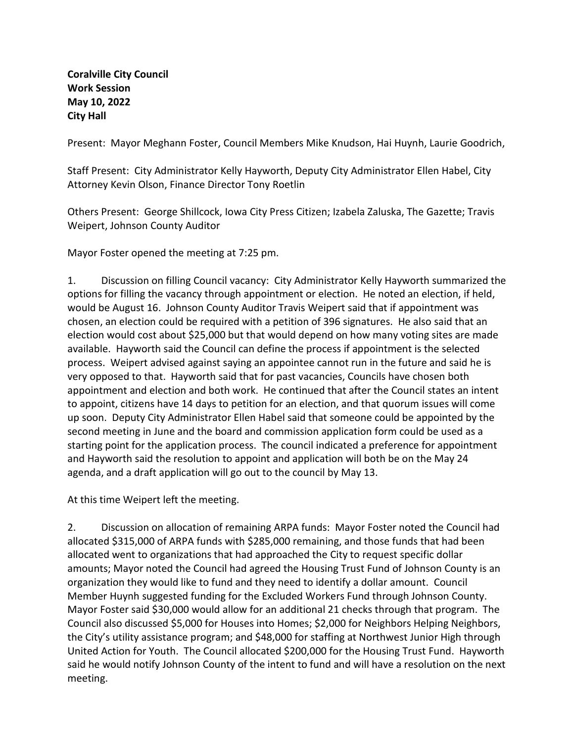**Coralville City Council**
**Work Session**
**May 10, 2022**
**City Hall**

Present: Mayor Meghann Foster, Council Members Mike Knudson, Hai Huynh, Laurie Goodrich,

Staff Present: City Administrator Kelly Hayworth, Deputy City Administrator Ellen Habel, City Attorney Kevin Olson, Finance Director Tony Roetlin

Others Present: George Shillcock, Iowa City Press Citizen; Izabela Zaluska, The Gazette; Travis Weipert, Johnson County Auditor

Mayor Foster opened the meeting at 7:25 pm.

1. Discussion on filling Council vacancy: City Administrator Kelly Hayworth summarized the options for filling the vacancy through appointment or election. He noted an election, if held, would be August 16. Johnson County Auditor Travis Weipert said that if appointment was chosen, an election could be required with a petition of 396 signatures. He also said that an election would cost about $25,000 but that would depend on how many voting sites are made available. Hayworth said the Council can define the process if appointment is the selected process. Weipert advised against saying an appointee cannot run in the future and said he is very opposed to that. Hayworth said that for past vacancies, Councils have chosen both appointment and election and both work. He continued that after the Council states an intent to appoint, citizens have 14 days to petition for an election, and that quorum issues will come up soon. Deputy City Administrator Ellen Habel said that someone could be appointed by the second meeting in June and the board and commission application form could be used as a starting point for the application process. The council indicated a preference for appointment and Hayworth said the resolution to appoint and application will both be on the May 24 agenda, and a draft application will go out to the council by May 13.

At this time Weipert left the meeting.

2. Discussion on allocation of remaining ARPA funds: Mayor Foster noted the Council had allocated $315,000 of ARPA funds with $285,000 remaining, and those funds that had been allocated went to organizations that had approached the City to request specific dollar amounts; Mayor noted the Council had agreed the Housing Trust Fund of Johnson County is an organization they would like to fund and they need to identify a dollar amount. Council Member Huynh suggested funding for the Excluded Workers Fund through Johnson County. Mayor Foster said $30,000 would allow for an additional 21 checks through that program. The Council also discussed $5,000 for Houses into Homes; $2,000 for Neighbors Helping Neighbors, the City's utility assistance program; and $48,000 for staffing at Northwest Junior High through United Action for Youth. The Council allocated $200,000 for the Housing Trust Fund. Hayworth said he would notify Johnson County of the intent to fund and will have a resolution on the next meeting.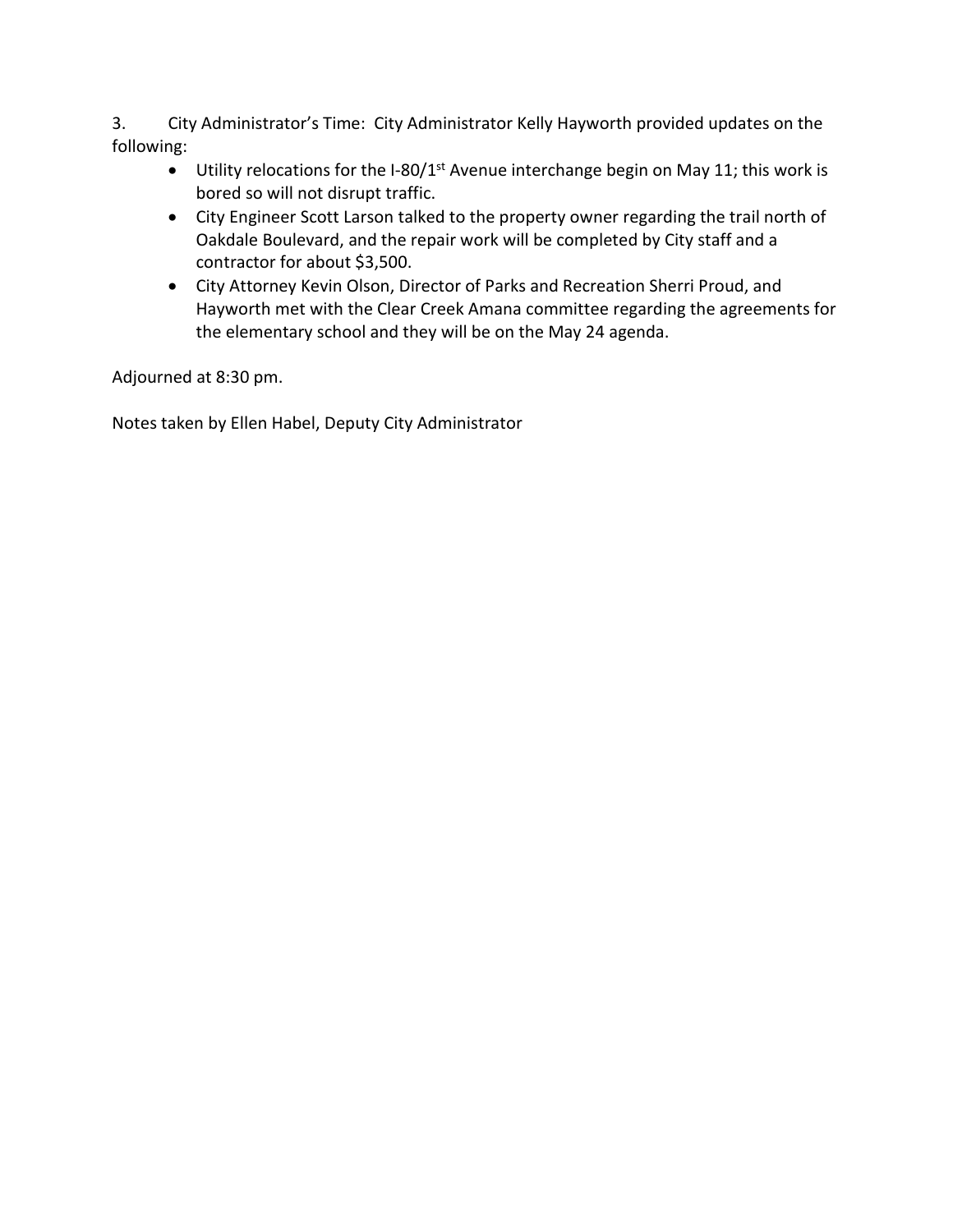3. City Administrator's Time: City Administrator Kelly Hayworth provided updates on the following:

- Utility relocations for the I-80/1st Avenue interchange begin on May 11; this work is bored so will not disrupt traffic.
- City Engineer Scott Larson talked to the property owner regarding the trail north of Oakdale Boulevard, and the repair work will be completed by City staff and a contractor for about $3,500.
- City Attorney Kevin Olson, Director of Parks and Recreation Sherri Proud, and Hayworth met with the Clear Creek Amana committee regarding the agreements for the elementary school and they will be on the May 24 agenda.

Adjourned at 8:30 pm.

Notes taken by Ellen Habel, Deputy City Administrator